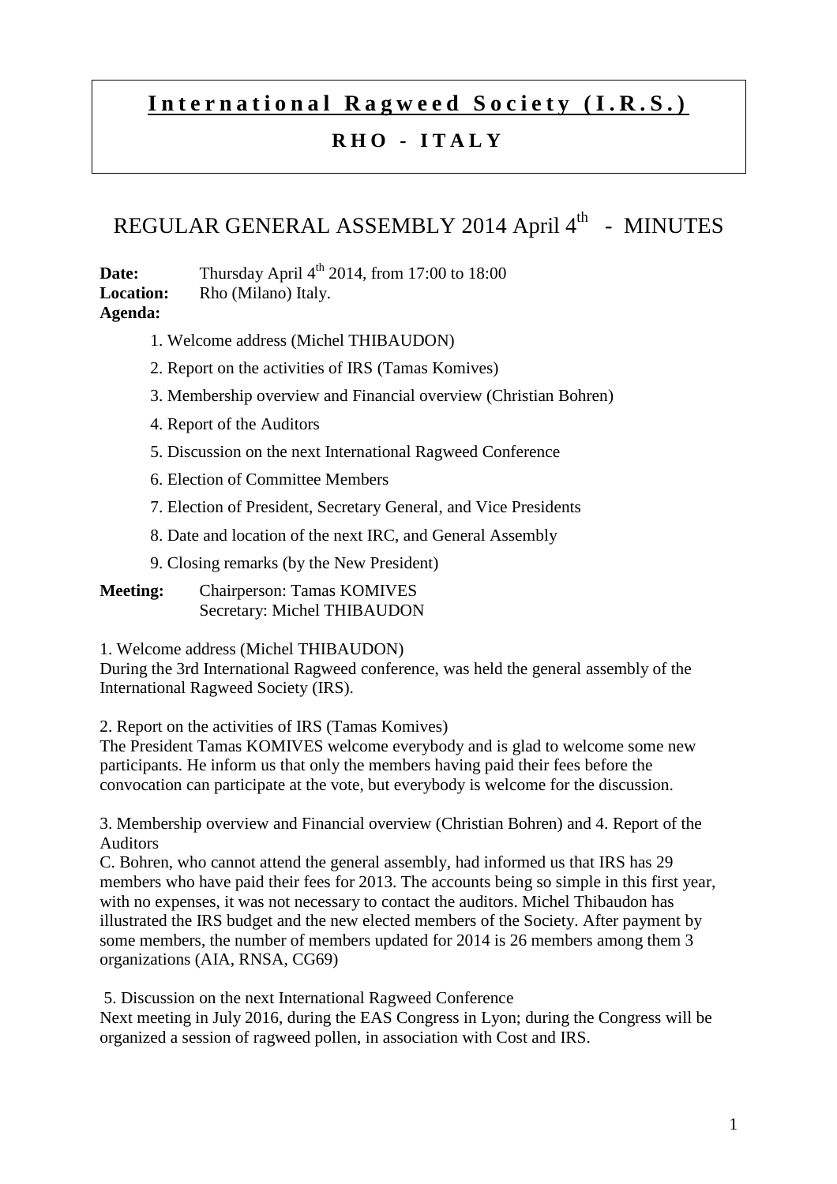# International Ragweed Society (I.R.S.)

## RHO - ITALY

# REGULAR GENERAL ASSEMBLY 2014 April 4th - MINUTES

**Date:** Thursday April 4th 2014, from 17:00 to 18:00
**Location:** Rho (Milano) Italy.
**Agenda:**

1. Welcome address (Michel THIBAUDON)
2. Report on the activities of IRS (Tamas Komives)
3. Membership overview and Financial overview (Christian Bohren)
4. Report of the Auditors
5. Discussion on the next International Ragweed Conference
6. Election of Committee Members
7. Election of President, Secretary General, and Vice Presidents
8. Date and location of the next IRC, and General Assembly
9. Closing remarks (by the New President)

**Meeting:** Chairperson: Tamas KOMIVES
Secretary: Michel THIBAUDON

1. Welcome address (Michel THIBAUDON)
During the 3rd International Ragweed conference, was held the general assembly of the International Ragweed Society (IRS).

2. Report on the activities of IRS (Tamas Komives)
The President Tamas KOMIVES welcome everybody and is glad to welcome some new participants. He inform us that only the members having paid their fees before the convocation can participate at the vote, but everybody is welcome for the discussion.

3. Membership overview and Financial overview (Christian Bohren) and 4. Report of the Auditors
C. Bohren, who cannot attend the general assembly, had informed us that IRS has 29 members who have paid their fees for 2013. The accounts being so simple in this first year, with no expenses, it was not necessary to contact the auditors. Michel Thibaudon has illustrated the IRS budget and the new elected members of the Society. After payment by some members, the number of members updated for 2014 is 26 members among them 3 organizations (AIA, RNSA, CG69)

5. Discussion on the next International Ragweed Conference
Next meeting in July 2016, during the EAS Congress in Lyon; during the Congress will be organized a session of ragweed pollen, in association with Cost and IRS.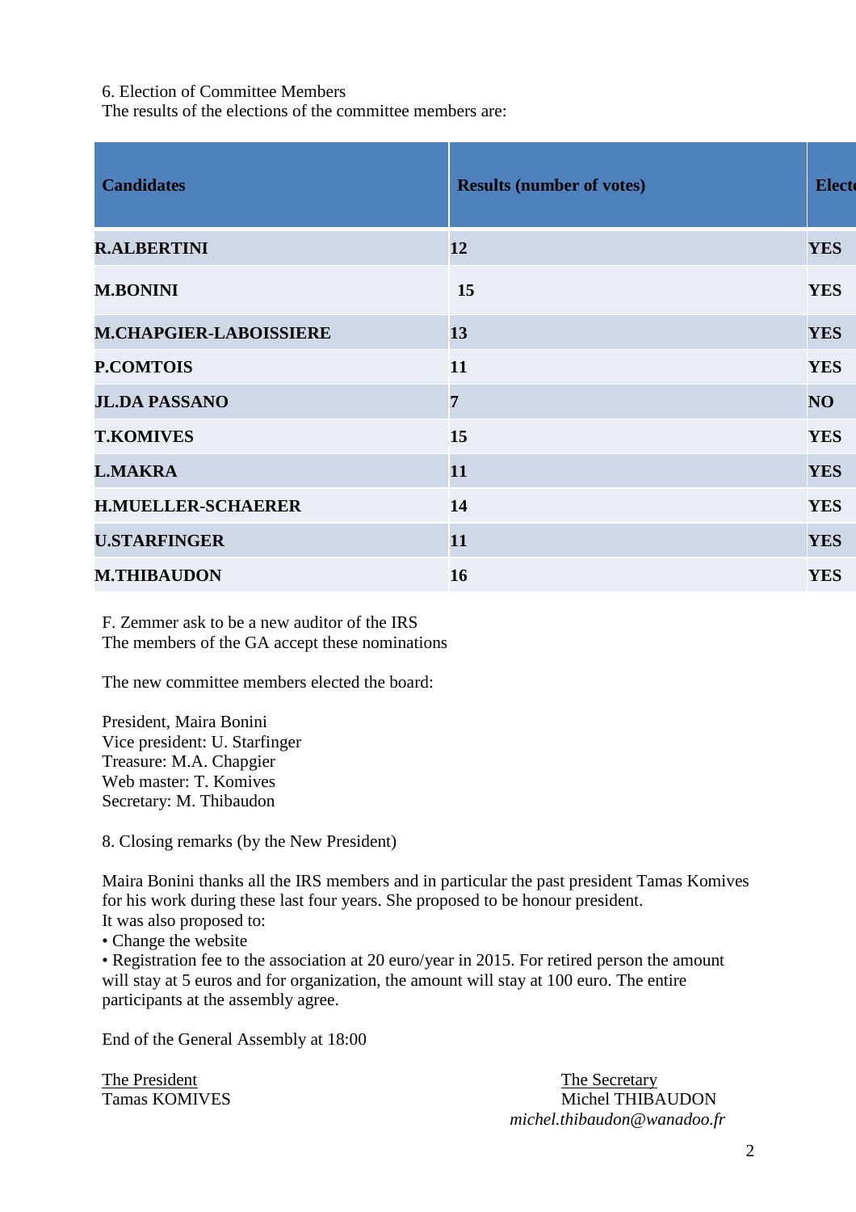6. Election of Committee Members
The results of the elections of the committee members are:

| **Candidates** | **Results (number of votes)** | **Elect** |
|---|---|---|
| **R.ALBERTINI** | **12** | **YES** |
| **M.BONINI** | **15** | **YES** |
| **M.CHAPGIER-LABOISSIERE** | **13** | **YES** |
| **P.COMTOIS** | **11** | **YES** |
| **JL.DA PASSANO** | **7** | **NO** |
| **T.KOMIVES** | **15** | **YES** |
| **L.MAKRA** | **11** | **YES** |
| **H.MUELLER-SCHAERER** | **14** | **YES** |
| **U.STARFINGER** | **11** | **YES** |
| **M.THIBAUDON** | **16** | **YES** |

F. Zemmer ask to be a new auditor of the IRS
The members of the GA accept these nominations

The new committee members elected the board:

President, Maira Bonini
Vice president: U. Starfinger
Treasure: M.A. Chapgier
Web master: T. Komives
Secretary: M. Thibaudon

8. Closing remarks (by the New President)

Maira Bonini thanks all the IRS members and in particular the past president Tamas Komives for his work during these last four years. She proposed to be honour president.
It was also proposed to:

- Change the website
- Registration fee to the association at 20 euro/year in 2015. For retired person the amount will stay at 5 euros and for organization, the amount will stay at 100 euro. The entire participants at the assembly agree.

End of the General Assembly at 18:00

The President
Tamas KOMIVES

The Secretary
Michel THIBAUDON
*michel.thibaudon@wanadoo.fr*